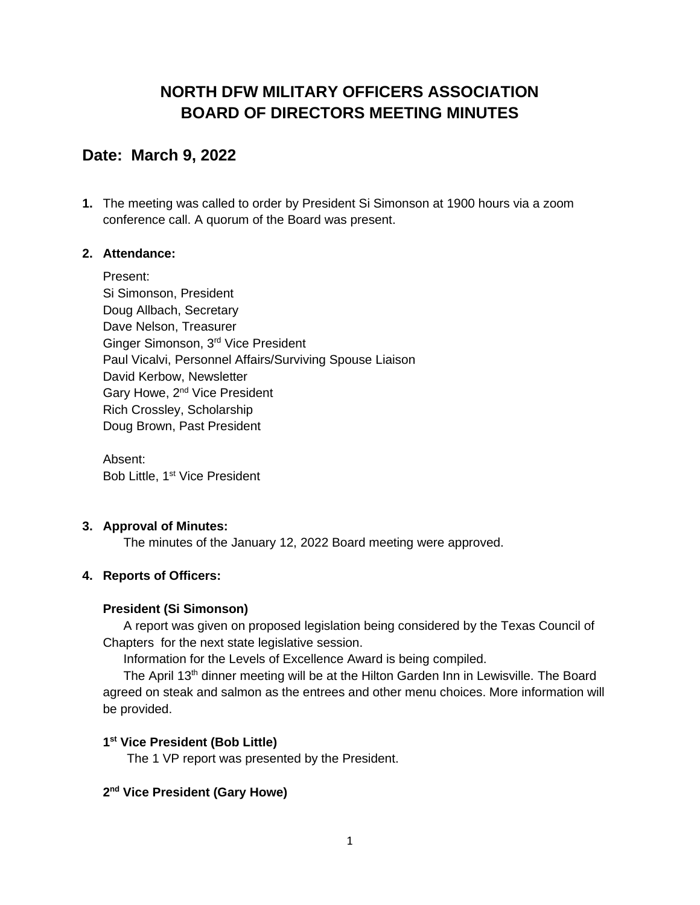# NORTH DFW MILITARY OFFICERS ASSOCIATION
# BOARD OF DIRECTORS MEETING MINUTES

## Date: March 9, 2022

**1.** The meeting was called to order by President Si Simonson at 1900 hours via a zoom conference call. A quorum of the Board was present.

**2. Attendance:**

Present:
Si Simonson, President
Doug Allbach, Secretary
Dave Nelson, Treasurer
Ginger Simonson, 3rd Vice President
Paul Vicalvi, Personnel Affairs/Surviving Spouse Liaison
David Kerbow, Newsletter
Gary Howe, 2nd Vice President
Rich Crossley, Scholarship
Doug Brown, Past President

Absent:
Bob Little, 1st Vice President

**3. Approval of Minutes:**

The minutes of the January 12, 2022 Board meeting were approved.

**4. Reports of Officers:**

**President (Si Simonson)**

A report was given on proposed legislation being considered by the Texas Council of Chapters for the next state legislative session.

Information for the Levels of Excellence Award is being compiled.

The April 13th dinner meeting will be at the Hilton Garden Inn in Lewisville. The Board agreed on steak and salmon as the entrees and other menu choices. More information will be provided.

**1st Vice President (Bob Little)**

The 1 VP report was presented by the President.

**2nd Vice President (Gary Howe)**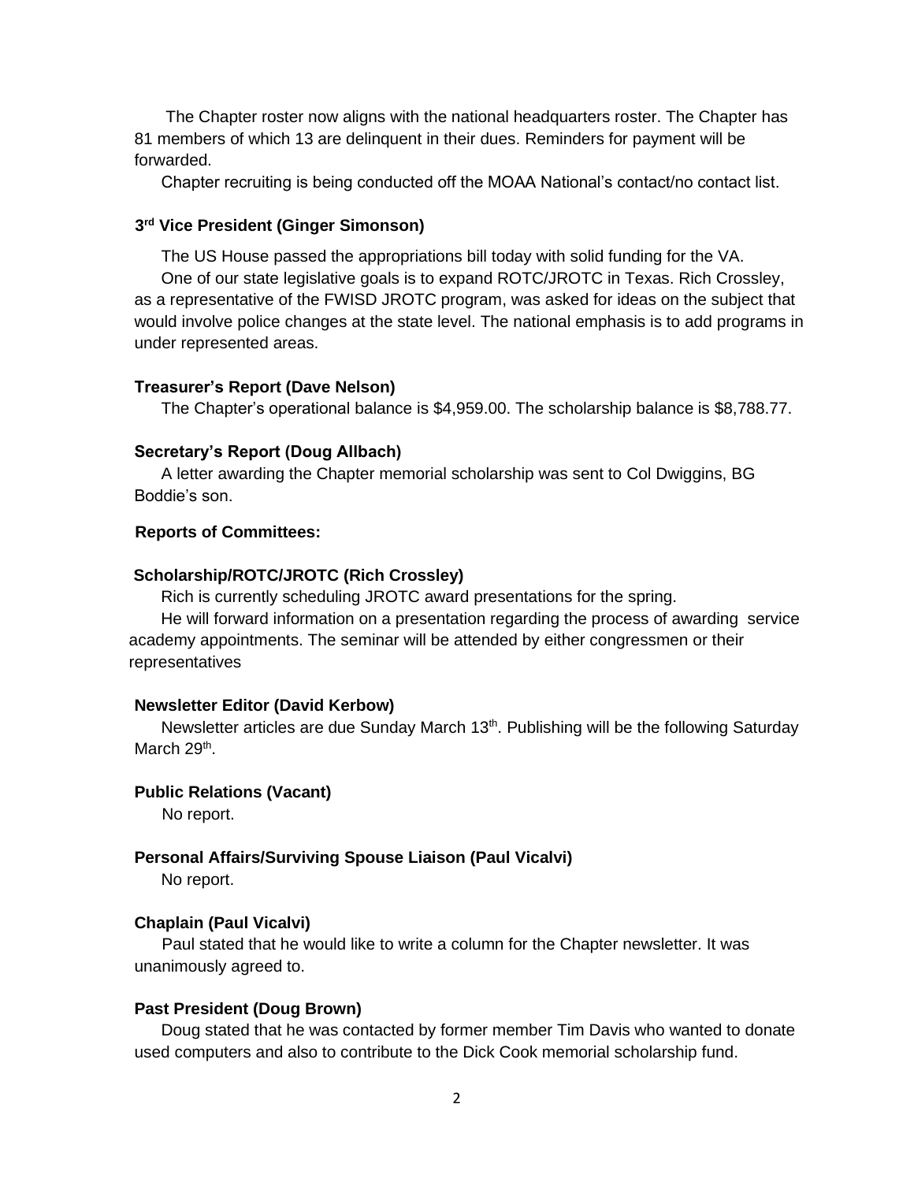The Chapter roster now aligns with the national headquarters roster. The Chapter has 81 members of which 13 are delinquent in their dues. Reminders for payment will be forwarded.

Chapter recruiting is being conducted off the MOAA National's contact/no contact list.

**3rd Vice President (Ginger Simonson)**

The US House passed the appropriations bill today with solid funding for the VA.

One of our state legislative goals is to expand ROTC/JROTC in Texas. Rich Crossley, as a representative of the FWISD JROTC program, was asked for ideas on the subject that would involve police changes at the state level. The national emphasis is to add programs in under represented areas.

**Treasurer's Report (Dave Nelson)**

The Chapter's operational balance is $4,959.00. The scholarship balance is $8,788.77.

**Secretary's Report (Doug Allbach)**

A letter awarding the Chapter memorial scholarship was sent to Col Dwiggins, BG Boddie's son.

**Reports of Committees:**

**Scholarship/ROTC/JROTC (Rich Crossley)**

Rich is currently scheduling JROTC award presentations for the spring.

He will forward information on a presentation regarding the process of awarding service academy appointments. The seminar will be attended by either congressmen or their representatives

**Newsletter Editor (David Kerbow)**

Newsletter articles are due Sunday March 13th. Publishing will be the following Saturday March 29th.

**Public Relations (Vacant)**

No report.

**Personal Affairs/Surviving Spouse Liaison (Paul Vicalvi)**

No report.

**Chaplain (Paul Vicalvi)**

Paul stated that he would like to write a column for the Chapter newsletter. It was unanimously agreed to.

**Past President (Doug Brown)**

Doug stated that he was contacted by former member Tim Davis who wanted to donate used computers and also to contribute to the Dick Cook memorial scholarship fund.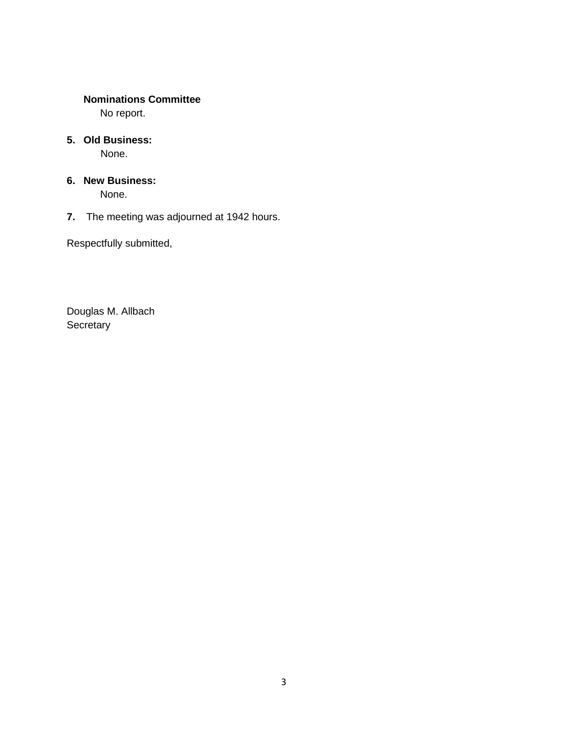**Nominations Committee**

No report.

5. **Old Business:**

    None.

6. **New Business:**

    None.

7. The meeting was adjourned at 1942 hours.

Respectfully submitted,

Douglas M. Allbach
Secretary